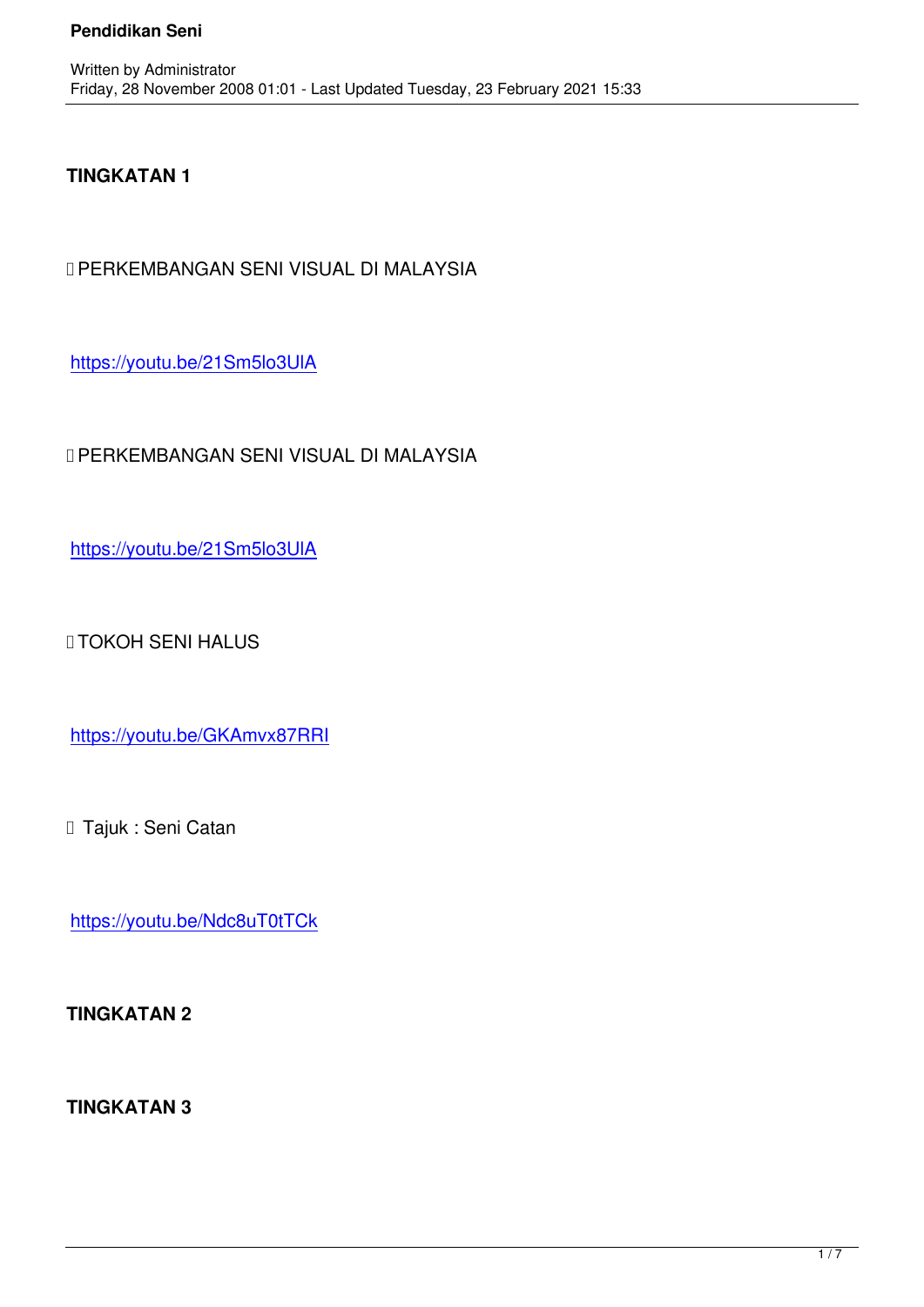**TINGKATAN 1**

- PERKEMBANGAN SENI VISUAL DI MALAYSIA

https://youtu.be/21Sm5lo3UlA

- PERKEMBANGAN SENI VISUAL DI MALAYSIA

https://youtu.be/21Sm5lo3UlA

- TOKOH SENI HALUS

https://youtu.be/GKAmvx87RRI

- Tajuk : Seni Catan

https://youtu.be/Ndc8uT0tTCk

**TINGKATAN 2**

**TINGKATAN 3**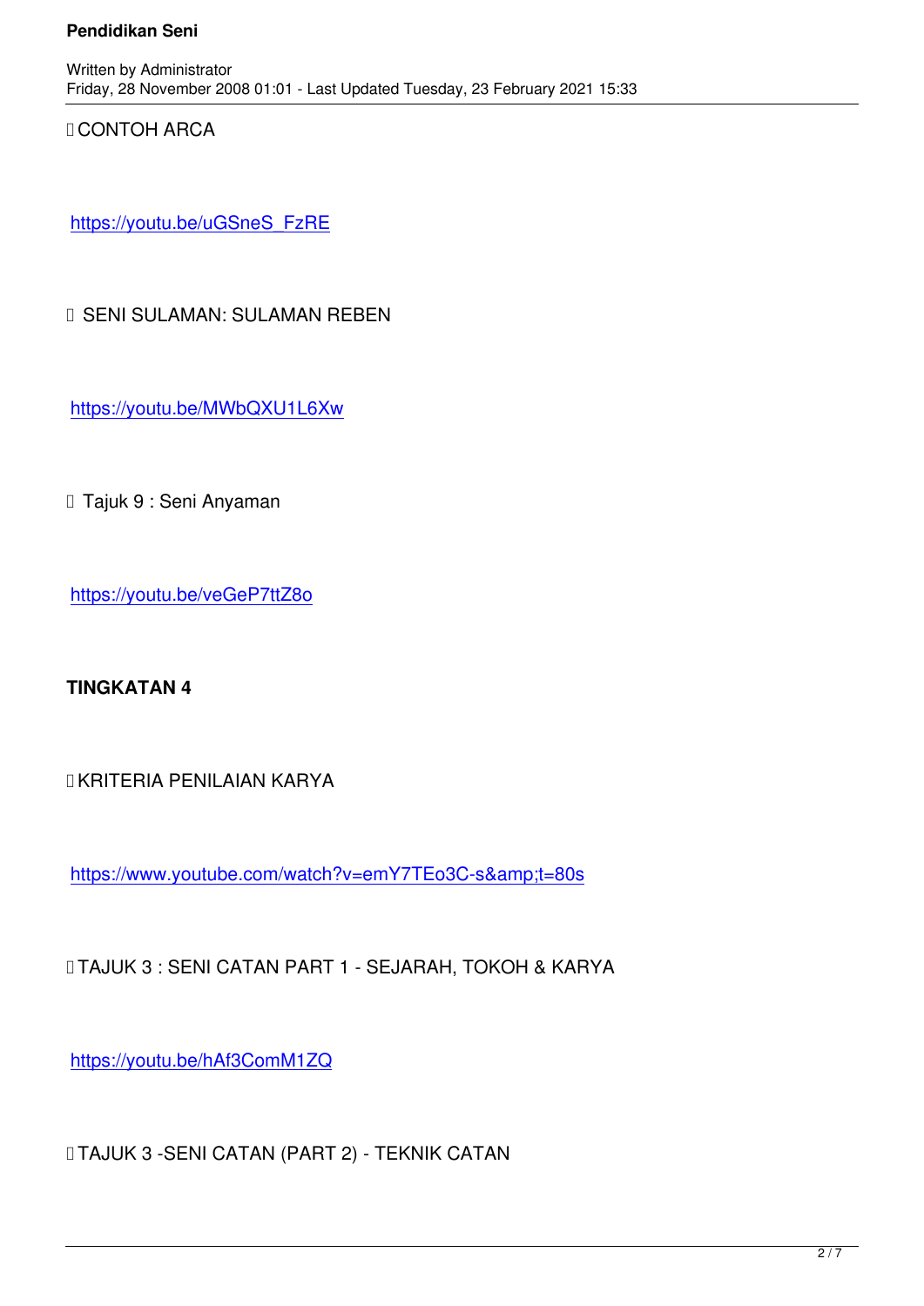CONTOH ARCA

https://youtu.be/uGSneS_FzRE

 SENI SULAMAN: SULAMAN REBEN

https://youtu.be/MWbQXU1L6Xw

 Tajuk 9 : Seni Anyaman

https://youtu.be/veGeP7ttZ8o

**TINGKATAN 4**

 KRITERIA PENILAIAN KARYA

https://www.youtube.com/watch?v=emY7TEo3C-s&amp;t=80s

 TAJUK 3 : SENI CATAN PART 1 - SEJARAH, TOKOH & KARYA

https://youtu.be/hAf3ComM1ZQ

 TAJUK 3 -SENI CATAN (PART 2) - TEKNIK CATAN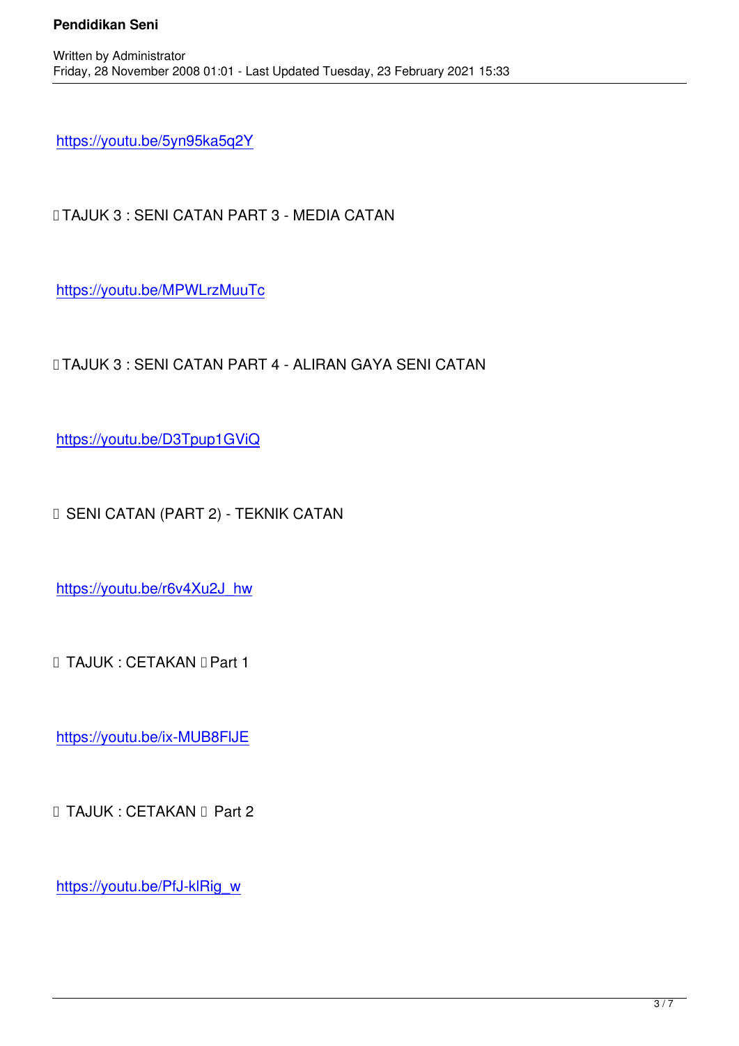https://youtu.be/5yn95ka5q2Y

 TAJUK 3 : SENI CATAN PART 3 - MEDIA CATAN

https://youtu.be/MPWLrzMuuTc

 TAJUK 3 : SENI CATAN PART 4 - ALIRAN GAYA SENI CATAN

https://youtu.be/D3Tpup1GViQ

 SENI CATAN (PART 2) - TEKNIK CATAN

https://youtu.be/r6v4Xu2J_hw

 TAJUK : CETAKAN  Part 1

https://youtu.be/ix-MUB8FlJE

 TAJUK : CETAKAN  Part 2

https://youtu.be/PfJ-klRig_w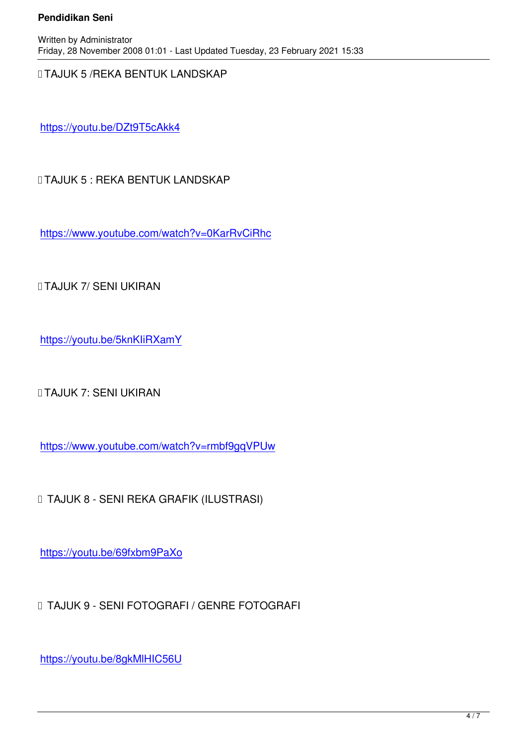TAJUK 5 /REKA BENTUK LANDSKAP

https://youtu.be/DZt9T5cAkk4

 TAJUK 5 : REKA BENTUK LANDSKAP

https://www.youtube.com/watch?v=0KarRvCiRhc

 TAJUK 7/ SENI UKIRAN

https://youtu.be/5knKIiRXamY

 TAJUK 7: SENI UKIRAN

https://www.youtube.com/watch?v=rmbf9gqVPUw

 TAJUK 8 - SENI REKA GRAFIK (ILUSTRASI)

https://youtu.be/69fxbm9PaXo

 TAJUK 9 - SENI FOTOGRAFI / GENRE FOTOGRAFI

https://youtu.be/8gkMlHIC56U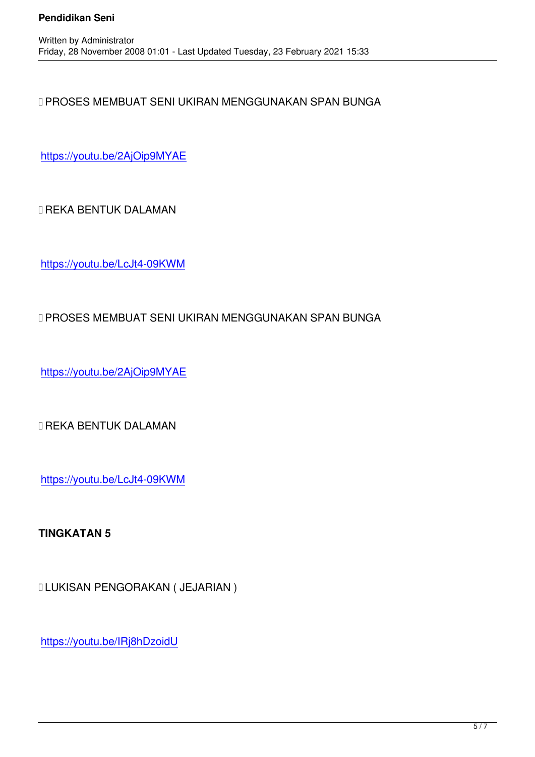PROSES MEMBUAT SENI UKIRAN MENGGUNAKAN SPAN BUNGA

https://youtu.be/2AjOip9MYAE

 REKA BENTUK DALAMAN

https://youtu.be/LcJt4-09KWM

 PROSES MEMBUAT SENI UKIRAN MENGGUNAKAN SPAN BUNGA

https://youtu.be/2AjOip9MYAE

 REKA BENTUK DALAMAN

https://youtu.be/LcJt4-09KWM

**TINGKATAN 5**

 LUKISAN PENGORAKAN ( JEJARIAN )

https://youtu.be/IRj8hDzoidU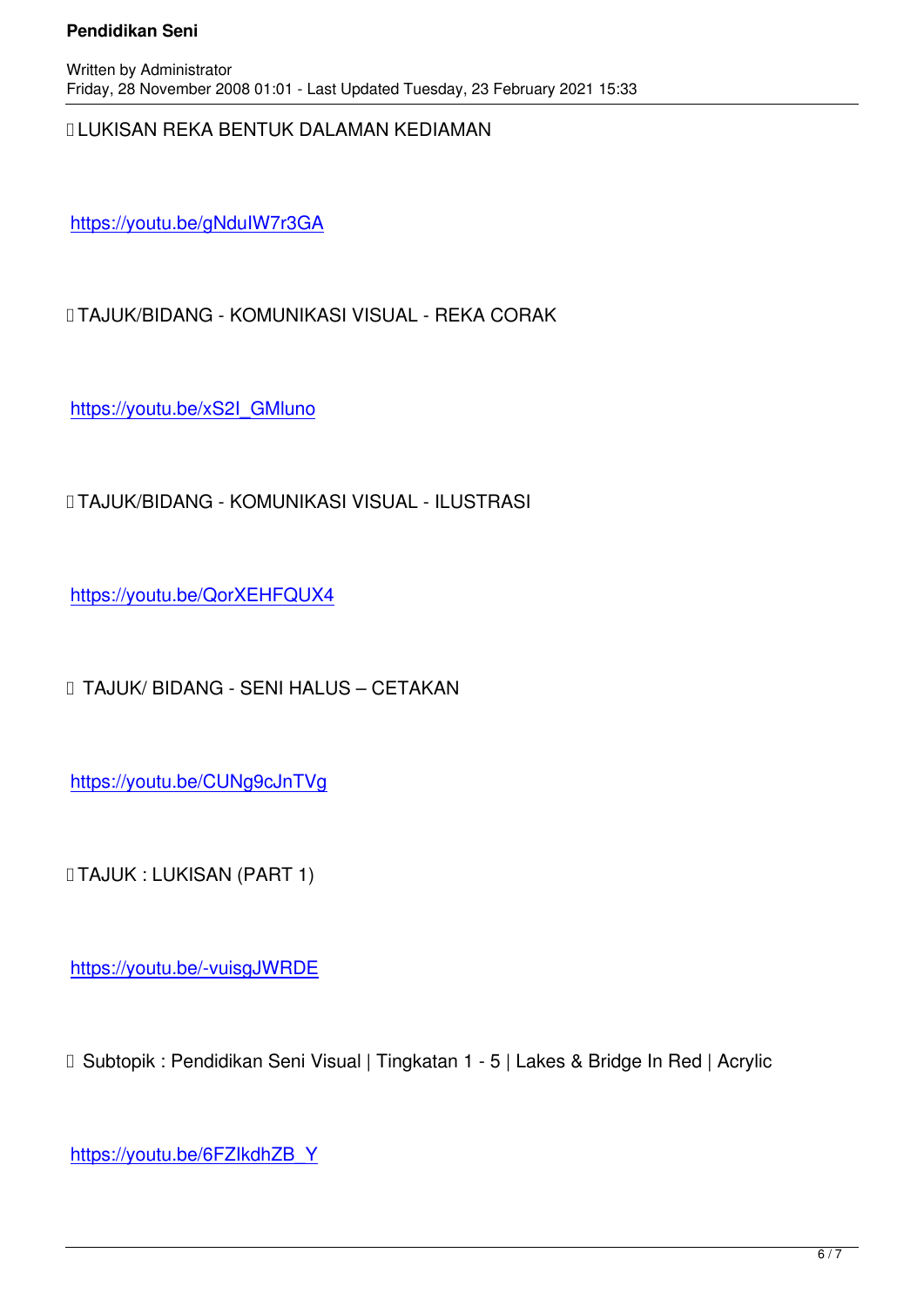LUKISAN REKA BENTUK DALAMAN KEDIAMAN

https://youtu.be/gNduIW7r3GA

 TAJUK/BIDANG - KOMUNIKASI VISUAL - REKA CORAK

https://youtu.be/xS2l_GMluno

 TAJUK/BIDANG - KOMUNIKASI VISUAL - ILUSTRASI

https://youtu.be/QorXEHFQUX4

 TAJUK/ BIDANG - SENI HALUS – CETAKAN

https://youtu.be/CUNg9cJnTVg

 TAJUK : LUKISAN (PART 1)

https://youtu.be/-vuisgJWRDE

 Subtopik : Pendidikan Seni Visual | Tingkatan 1 - 5 | Lakes & Bridge In Red | Acrylic

https://youtu.be/6FZIkdhZB_Y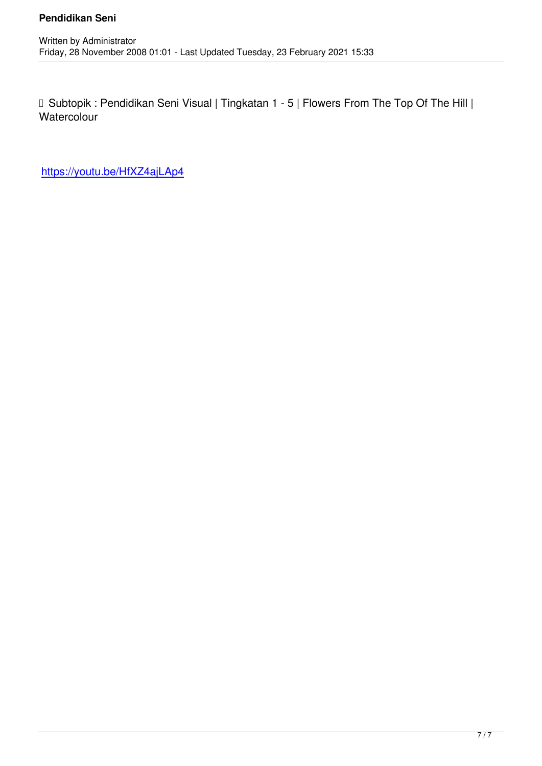Subtopik : Pendidikan Seni Visual | Tingkatan 1 - 5 | Flowers From The Top Of The Hill | Watercolour

https://youtu.be/HfXZ4ajLAp4